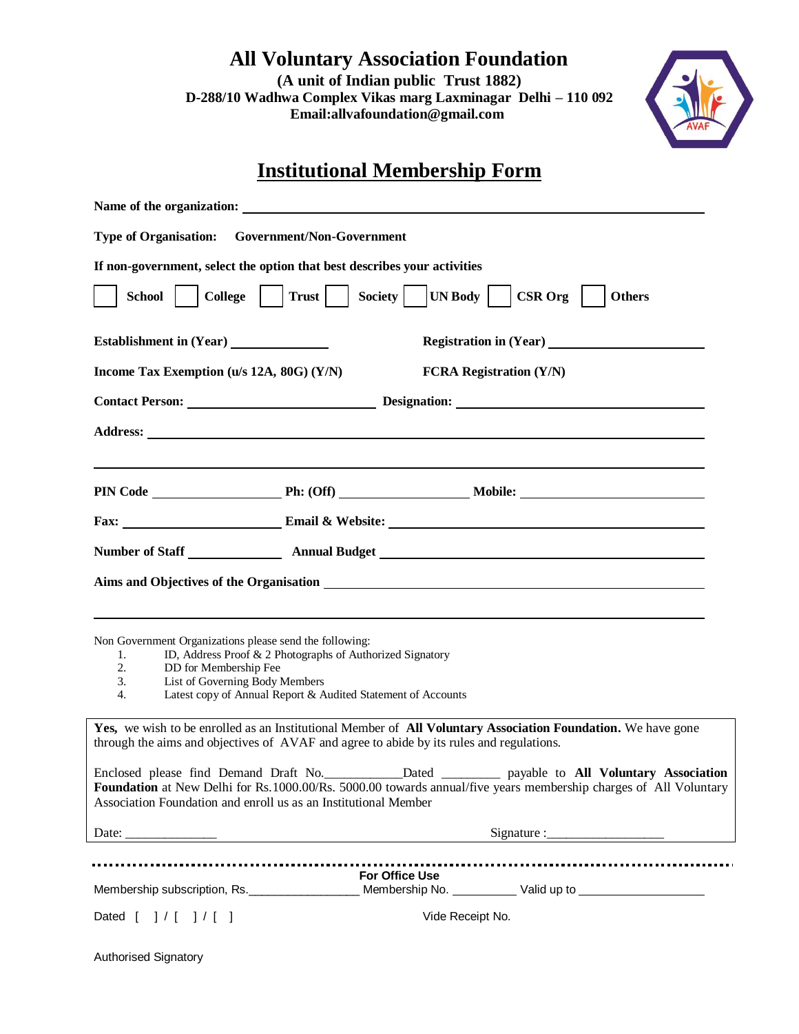# All Voluntary Association Foundation

**(A unit of Indian public Trust 1882)**
**D-288/10 Wadhwa Complex Vikas marg Laxminagar Delhi – 110 092**
**Email:allvafoundation@gmail.com**

## Institutional Membership Form

**Name of the organization:** ____________________________________________

**Type of Organisation: Government/Non-Government**

**If non-government, select the option that best describes your activities**

☐ **School** ☐ **College** ☐ **Trust** ☐ **Society** ☐ **UN Body** ☐ **CSR Org** ☐ **Others**

**Establishment in (Year)** ______________ **Registration in (Year)** ______________

**Income Tax Exemption (u/s 12A, 80G) (Y/N)** **FCRA Registration (Y/N)**

**Contact Person:** ______________________ **Designation:** ______________________

**Address:** ____________________________________________

____________________________________________

**PIN Code** ______________ **Ph: (Off)** ______________ **Mobile:** ______________

**Fax:** ______________ **Email & Website:** ______________________

**Number of Staff** __________ **Annual Budget** ______________________

**Aims and Objectives of the Organisation** ______________________

____________________________________________

Non Government Organizations please send the following:

1. ID, Address Proof & 2 Photographs of Authorized Signatory
2. DD for Membership Fee
3. List of Governing Body Members
4. Latest copy of Annual Report & Audited Statement of Accounts

**Yes,** we wish to be enrolled as an Institutional Member of **All Voluntary Association Foundation.** We have gone through the aims and objectives of AVAF and agree to abide by its rules and regulations.

Enclosed please find Demand Draft No.___________Dated _________ payable to **All Voluntary Association Foundation** at New Delhi for Rs.1000.00/Rs. 5000.00 towards annual/five years membership charges of All Voluntary Association Foundation and enroll us as an Institutional Member

Date: ______________ Signature :_________________

---

**For Office Use**

Membership subscription, Rs._________________ Membership No. _________ Valid up to _______________

Dated [ ] / [ ] / [ ] Vide Receipt No.

Authorised Signatory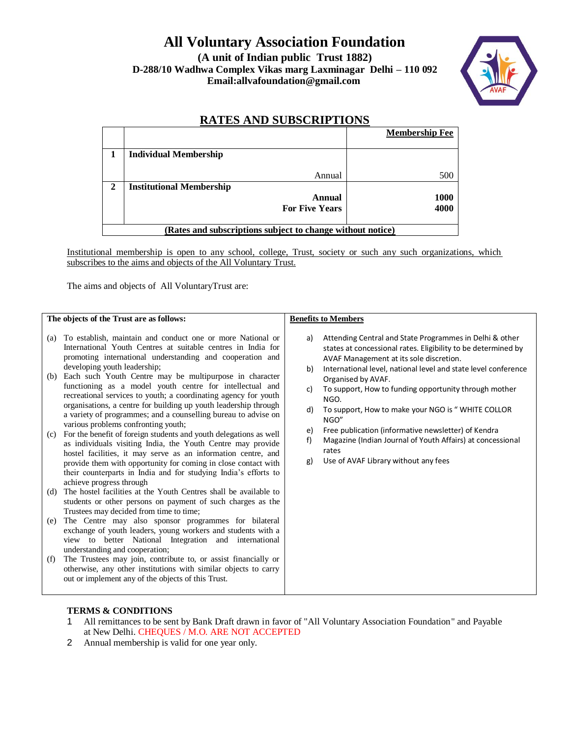# All Voluntary Association Foundation

**(A unit of Indian public Trust 1882)**
**D-288/10 Wadhwa Complex Vikas marg Laxminagar Delhi – 110 092**
**Email:allvafoundation@gmail.com**

## RATES AND SUBSCRIPTIONS

| | | Membership Fee |
|---|---|---|
| 1 | **Individual Membership** Annual | 500 |
| 2 | **Institutional Membership** **Annual** | **1000** |
| | **For Five Years** | **4000** |
| **(Rates and subscriptions subject to change without notice)** | | |

Institutional membership is open to any school, college, Trust, society or such any such organizations, which subscribes to the aims and objects of the All Voluntary Trust.

The aims and objects of All VoluntaryTrust are:

**The objects of the Trust are as follows:**

(a) To establish, maintain and conduct one or more National or International Youth Centres at suitable centres in India for promoting international understanding and cooperation and developing youth leadership;

(b) Each such Youth Centre may be multipurpose in character functioning as a model youth centre for intellectual and recreational services to youth; a coordinating agency for youth organisations, a centre for building up youth leadership through a variety of programmes; and a counselling bureau to advise on various problems confronting youth;

(c) For the benefit of foreign students and youth delegations as well as individuals visiting India, the Youth Centre may provide hostel facilities, it may serve as an information centre, and provide them with opportunity for coming in close contact with their counterparts in India and for studying India's efforts to achieve progress through

(d) The hostel facilities at the Youth Centres shall be available to students or other persons on payment of such charges as the Trustees may decided from time to time;

(e) The Centre may also sponsor programmes for bilateral exchange of youth leaders, young workers and students with a view to better National Integration and international understanding and cooperation;

(f) The Trustees may join, contribute to, or assist financially or otherwise, any other institutions with similar objects to carry out or implement any of the objects of this Trust.

**Benefits to Members**

a) Attending Central and State Programmes in Delhi & other states at concessional rates. Eligibility to be determined by AVAF Management at its sole discretion.

b) International level, national level and state level conference Organised by AVAF.

c) To support, How to funding opportunity through mother NGO.

d) To support, How to make your NGO is " WHITE COLLOR NGO"

e) Free publication (informative newsletter) of Kendra

f) Magazine (Indian Journal of Youth Affairs) at concessional rates

g) Use of AVAF Library without any fees

**TERMS & CONDITIONS**

1. All remittances to be sent by Bank Draft drawn in favor of "All Voluntary Association Foundation" and Payable at New Delhi. CHEQUES / M.O. ARE NOT ACCEPTED
2. Annual membership is valid for one year only.